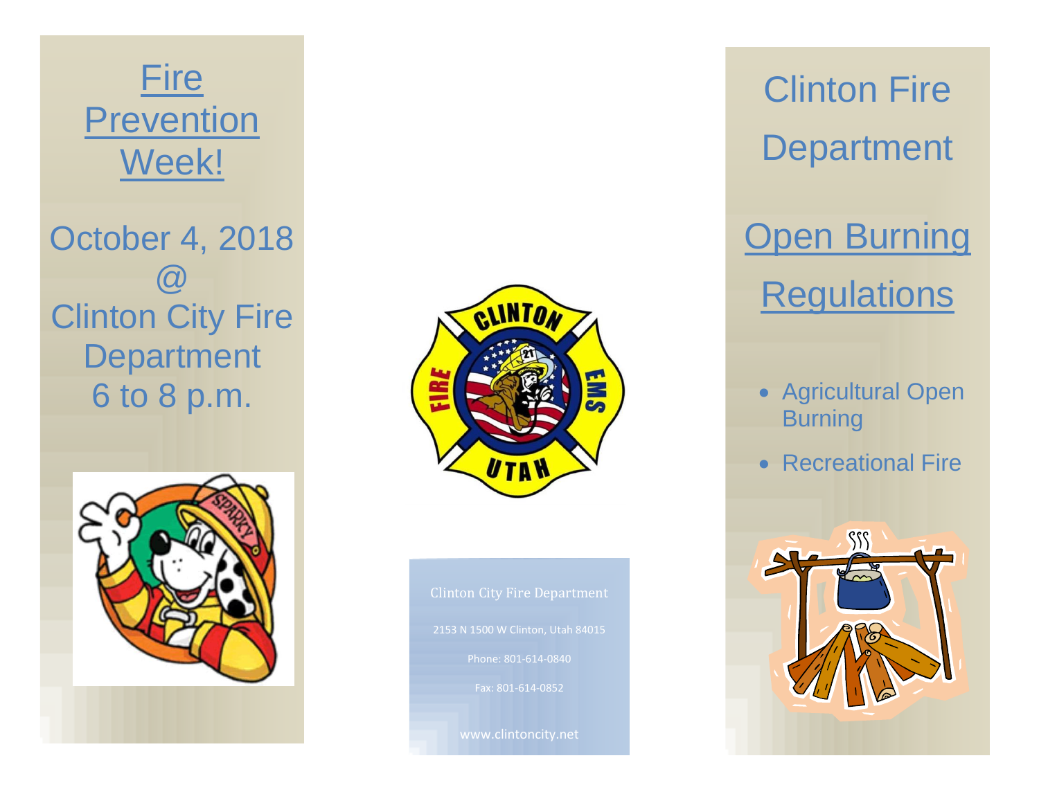# Fire Prevention Week!

October 4, 2018
@
Clinton City Fire Department
6 to 8 p.m.

Clinton City Fire Department

2153 N 1500 W Clinton, Utah 84015

Phone: 801-614-0840

Fax: 801-614-0852

www.clintoncity.net

# Clinton Fire Department

## Open Burning Regulations

- Agricultural Open Burning
- Recreational Fire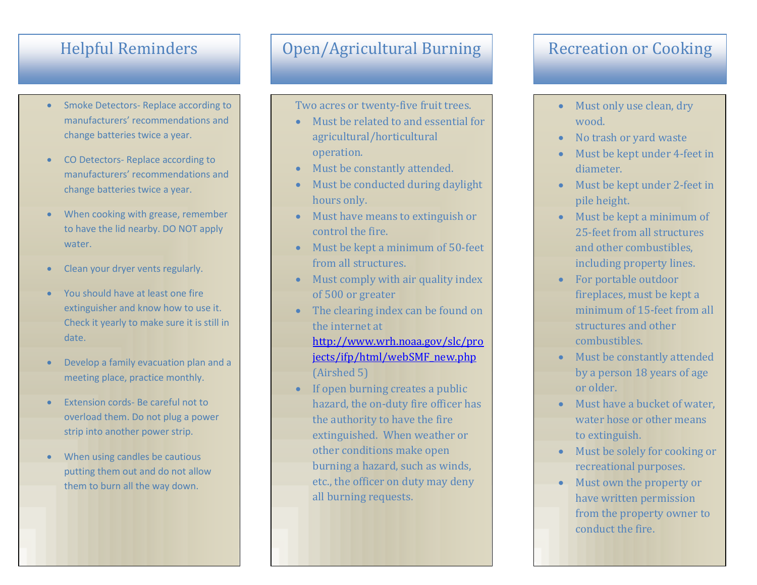## Helpful Reminders

- Smoke Detectors- Replace according to manufacturers' recommendations and change batteries twice a year.
- CO Detectors- Replace according to manufacturers' recommendations and change batteries twice a year.
- When cooking with grease, remember to have the lid nearby. DO NOT apply water.
- Clean your dryer vents regularly.
- You should have at least one fire extinguisher and know how to use it. Check it yearly to make sure it is still in date.
- Develop a family evacuation plan and a meeting place, practice monthly.
- Extension cords- Be careful not to overload them. Do not plug a power strip into another power strip.
- When using candles be cautious putting them out and do not allow them to burn all the way down.

## Open/Agricultural Burning

Two acres or twenty-five fruit trees.

- Must be related to and essential for agricultural/horticultural operation.
- Must be constantly attended.
- Must be conducted during daylight hours only.
- Must have means to extinguish or control the fire.
- Must be kept a minimum of 50-feet from all structures.
- Must comply with air quality index of 500 or greater
- The clearing index can be found on the internet at http://www.wrh.noaa.gov/slc/projects/ifp/html/webSMF_new.php (Airshed 5)
- If open burning creates a public hazard, the on-duty fire officer has the authority to have the fire extinguished. When weather or other conditions make open burning a hazard, such as winds, etc., the officer on duty may deny all burning requests.

## Recreation or Cooking

- Must only use clean, dry wood.
- No trash or yard waste
- Must be kept under 4-feet in diameter.
- Must be kept under 2-feet in pile height.
- Must be kept a minimum of 25-feet from all structures and other combustibles, including property lines.
- For portable outdoor fireplaces, must be kept a minimum of 15-feet from all structures and other combustibles.
- Must be constantly attended by a person 18 years of age or older.
- Must have a bucket of water, water hose or other means to extinguish.
- Must be solely for cooking or recreational purposes.
- Must own the property or have written permission from the property owner to conduct the fire.